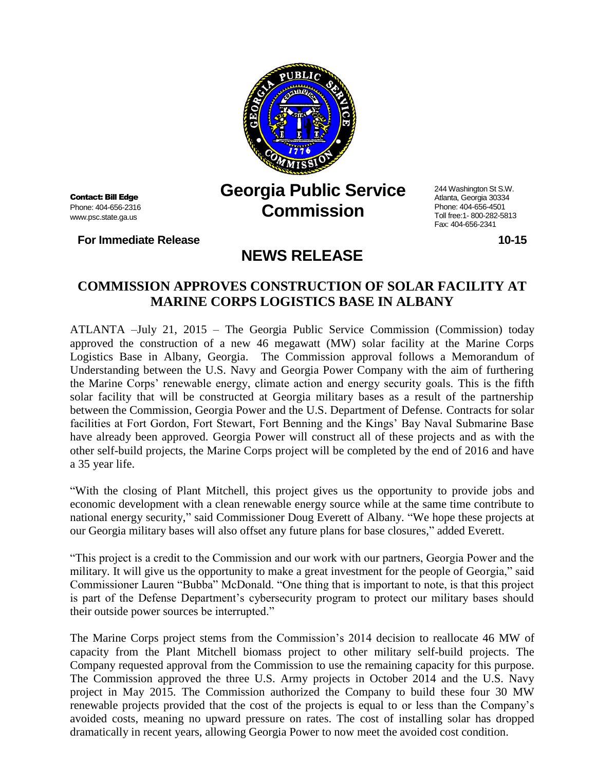**Contact: Bill Edge**
Phone: 404-656-2316
www.psc.state.ga.us

# Georgia Public Service Commission

244 Washington St S.W.
Atlanta, Georgia 30334
Phone: 404-656-4501
Toll free:1- 800-282-5813
Fax: 404-656-2341

**For Immediate Release** **10-15**

## NEWS RELEASE

### COMMISSION APPROVES CONSTRUCTION OF SOLAR FACILITY AT MARINE CORPS LOGISTICS BASE IN ALBANY

ATLANTA –July 21, 2015 – The Georgia Public Service Commission (Commission) today approved the construction of a new 46 megawatt (MW) solar facility at the Marine Corps Logistics Base in Albany, Georgia. The Commission approval follows a Memorandum of Understanding between the U.S. Navy and Georgia Power Company with the aim of furthering the Marine Corps' renewable energy, climate action and energy security goals. This is the fifth solar facility that will be constructed at Georgia military bases as a result of the partnership between the Commission, Georgia Power and the U.S. Department of Defense. Contracts for solar facilities at Fort Gordon, Fort Stewart, Fort Benning and the Kings' Bay Naval Submarine Base have already been approved. Georgia Power will construct all of these projects and as with the other self-build projects, the Marine Corps project will be completed by the end of 2016 and have a 35 year life.

"With the closing of Plant Mitchell, this project gives us the opportunity to provide jobs and economic development with a clean renewable energy source while at the same time contribute to national energy security," said Commissioner Doug Everett of Albany. "We hope these projects at our Georgia military bases will also offset any future plans for base closures," added Everett.

"This project is a credit to the Commission and our work with our partners, Georgia Power and the military. It will give us the opportunity to make a great investment for the people of Georgia," said Commissioner Lauren "Bubba" McDonald. "One thing that is important to note, is that this project is part of the Defense Department's cybersecurity program to protect our military bases should their outside power sources be interrupted."

The Marine Corps project stems from the Commission's 2014 decision to reallocate 46 MW of capacity from the Plant Mitchell biomass project to other military self-build projects. The Company requested approval from the Commission to use the remaining capacity for this purpose. The Commission approved the three U.S. Army projects in October 2014 and the U.S. Navy project in May 2015. The Commission authorized the Company to build these four 30 MW renewable projects provided that the cost of the projects is equal to or less than the Company's avoided costs, meaning no upward pressure on rates. The cost of installing solar has dropped dramatically in recent years, allowing Georgia Power to now meet the avoided cost condition.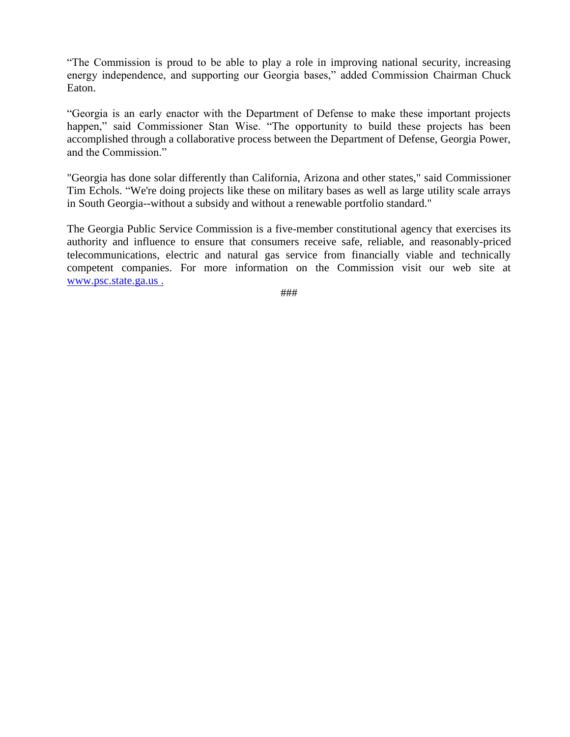"The Commission is proud to be able to play a role in improving national security, increasing energy independence, and supporting our Georgia bases," added Commission Chairman Chuck Eaton.

"Georgia is an early enactor with the Department of Defense to make these important projects happen," said Commissioner Stan Wise. "The opportunity to build these projects has been accomplished through a collaborative process between the Department of Defense, Georgia Power, and the Commission."

"Georgia has done solar differently than California, Arizona and other states," said Commissioner Tim Echols. "We're doing projects like these on military bases as well as large utility scale arrays in South Georgia--without a subsidy and without a renewable portfolio standard."

The Georgia Public Service Commission is a five-member constitutional agency that exercises its authority and influence to ensure that consumers receive safe, reliable, and reasonably-priced telecommunications, electric and natural gas service from financially viable and technically competent companies. For more information on the Commission visit our web site at www.psc.state.ga.us .

###